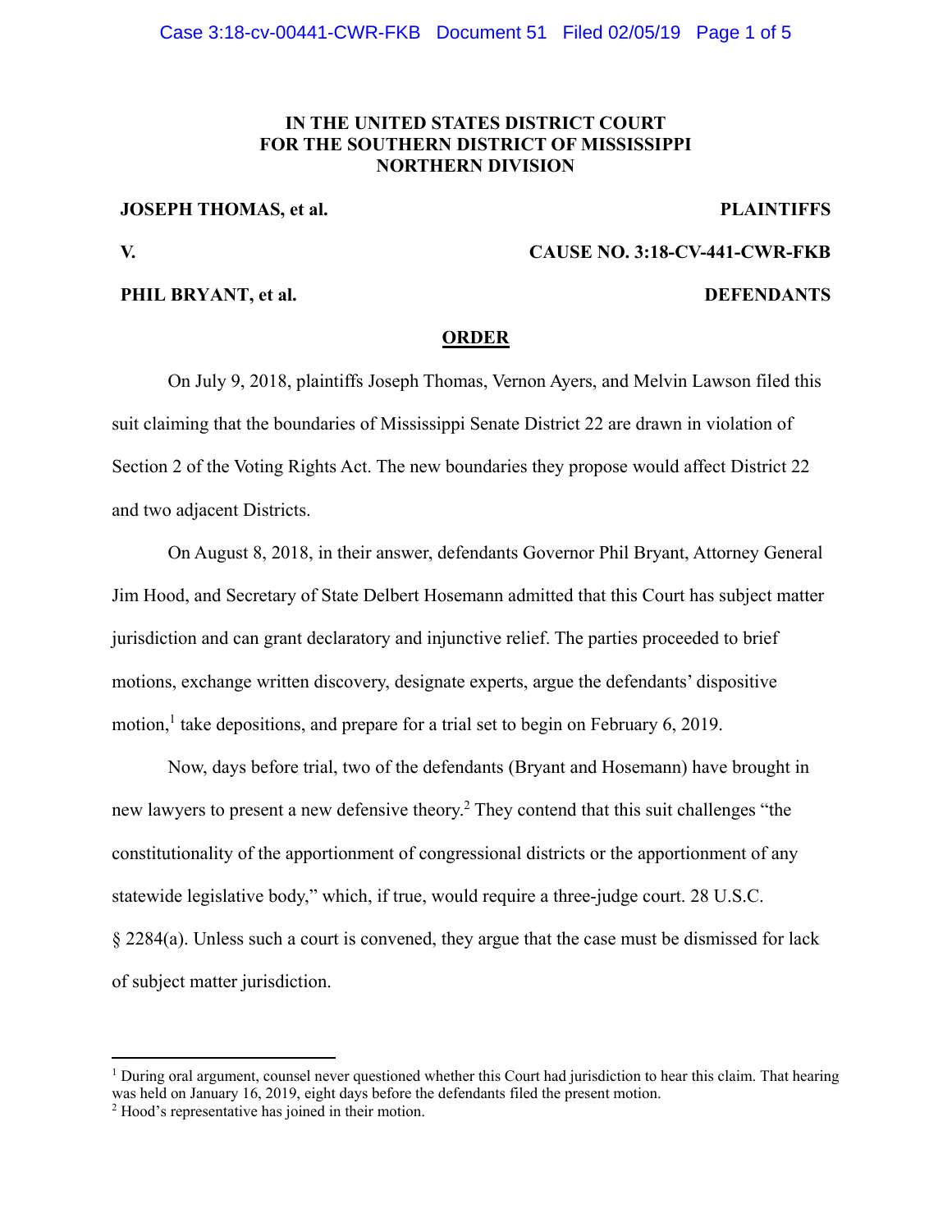**IN THE UNITED STATES DISTRICT COURT**
**FOR THE SOUTHERN DISTRICT OF MISSISSIPPI**
**NORTHERN DIVISION**

**JOSEPH THOMAS, et al.** **PLAINTIFFS**

**V.** **CAUSE NO. 3:18-CV-441-CWR-FKB**

**PHIL BRYANT, et al.** **DEFENDANTS**

**ORDER**

On July 9, 2018, plaintiffs Joseph Thomas, Vernon Ayers, and Melvin Lawson filed this suit claiming that the boundaries of Mississippi Senate District 22 are drawn in violation of Section 2 of the Voting Rights Act. The new boundaries they propose would affect District 22 and two adjacent Districts.

On August 8, 2018, in their answer, defendants Governor Phil Bryant, Attorney General Jim Hood, and Secretary of State Delbert Hosemann admitted that this Court has subject matter jurisdiction and can grant declaratory and injunctive relief. The parties proceeded to brief motions, exchange written discovery, designate experts, argue the defendants' dispositive motion,[1] take depositions, and prepare for a trial set to begin on February 6, 2019.

Now, days before trial, two of the defendants (Bryant and Hosemann) have brought in new lawyers to present a new defensive theory.[2] They contend that this suit challenges "the constitutionality of the apportionment of congressional districts or the apportionment of any statewide legislative body," which, if true, would require a three-judge court. 28 U.S.C. § 2284(a). Unless such a court is convened, they argue that the case must be dismissed for lack of subject matter jurisdiction.

---

[1] During oral argument, counsel never questioned whether this Court had jurisdiction to hear this claim. That hearing was held on January 16, 2019, eight days before the defendants filed the present motion.

[2] Hood's representative has joined in their motion.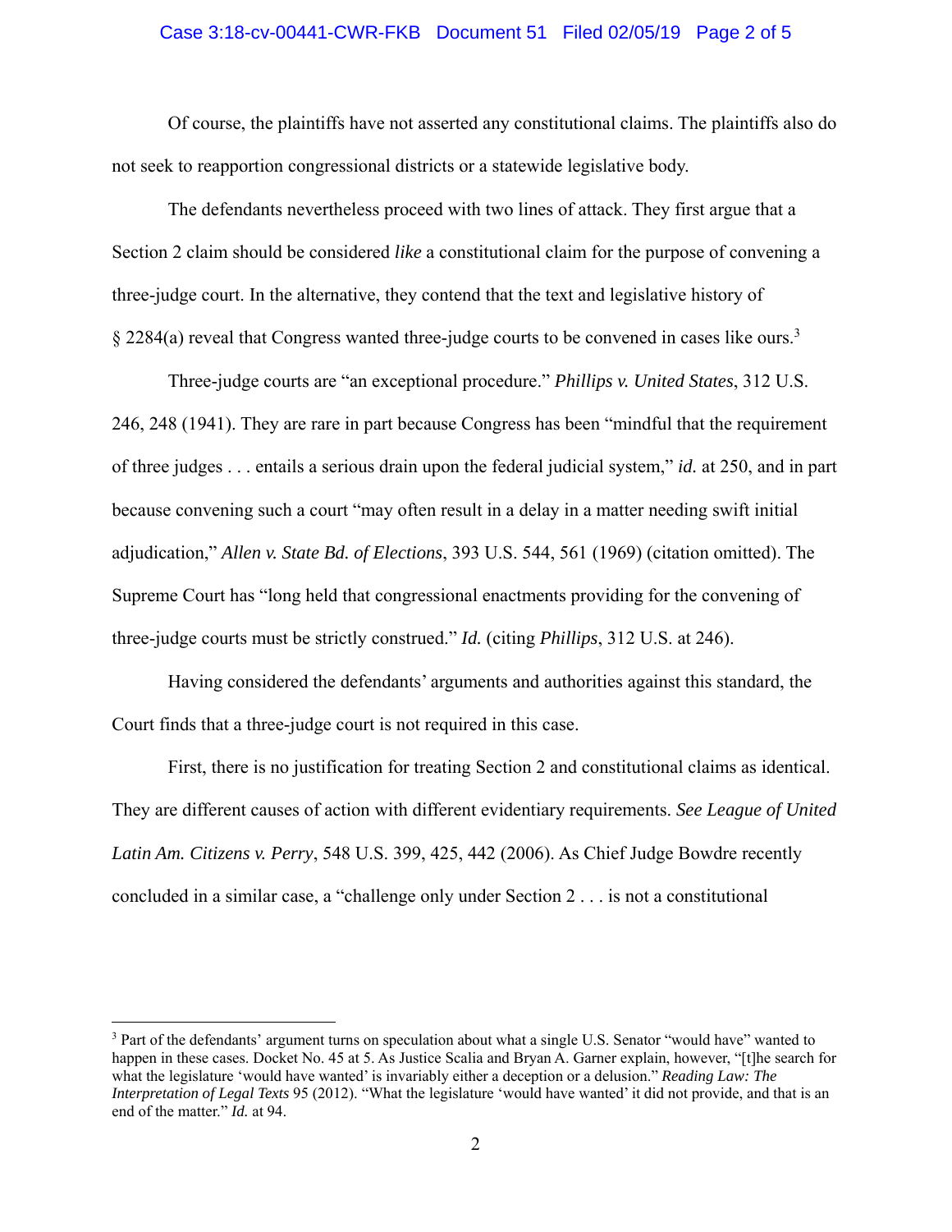Of course, the plaintiffs have not asserted any constitutional claims. The plaintiffs also do not seek to reapportion congressional districts or a statewide legislative body.

The defendants nevertheless proceed with two lines of attack. They first argue that a Section 2 claim should be considered *like* a constitutional claim for the purpose of convening a three-judge court. In the alternative, they contend that the text and legislative history of § 2284(a) reveal that Congress wanted three-judge courts to be convened in cases like ours.[3]

Three-judge courts are "an exceptional procedure." *Phillips v. United States*, 312 U.S. 246, 248 (1941). They are rare in part because Congress has been "mindful that the requirement of three judges . . . entails a serious drain upon the federal judicial system," *id.* at 250, and in part because convening such a court "may often result in a delay in a matter needing swift initial adjudication," *Allen v. State Bd. of Elections*, 393 U.S. 544, 561 (1969) (citation omitted). The Supreme Court has "long held that congressional enactments providing for the convening of three-judge courts must be strictly construed." *Id.* (citing *Phillips*, 312 U.S. at 246).

Having considered the defendants' arguments and authorities against this standard, the Court finds that a three-judge court is not required in this case.

First, there is no justification for treating Section 2 and constitutional claims as identical. They are different causes of action with different evidentiary requirements. *See League of United Latin Am. Citizens v. Perry*, 548 U.S. 399, 425, 442 (2006). As Chief Judge Bowdre recently concluded in a similar case, a "challenge only under Section 2 . . . is not a constitutional

---

[3] Part of the defendants' argument turns on speculation about what a single U.S. Senator "would have" wanted to happen in these cases. Docket No. 45 at 5. As Justice Scalia and Bryan A. Garner explain, however, "[t]he search for what the legislature 'would have wanted' is invariably either a deception or a delusion." *Reading Law: The Interpretation of Legal Texts* 95 (2012). "What the legislature 'would have wanted' it did not provide, and that is an end of the matter." *Id.* at 94.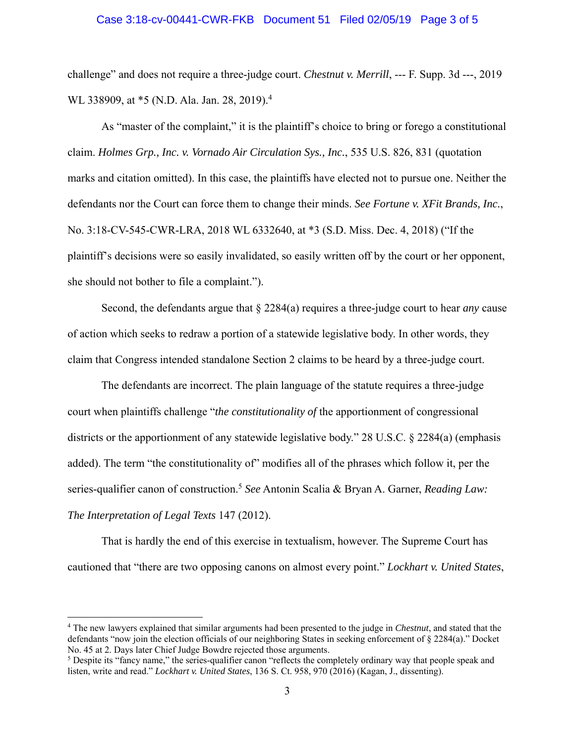challenge" and does not require a three-judge court. *Chestnut v. Merrill*, --- F. Supp. 3d ---, 2019 WL 338909, at *5 (N.D. Ala. Jan. 28, 2019).[4]

As "master of the complaint," it is the plaintiff's choice to bring or forego a constitutional claim. *Holmes Grp., Inc. v. Vornado Air Circulation Sys., Inc.*, 535 U.S. 826, 831 (quotation marks and citation omitted). In this case, the plaintiffs have elected not to pursue one. Neither the defendants nor the Court can force them to change their minds. *See Fortune v. XFit Brands, Inc.*, No. 3:18-CV-545-CWR-LRA, 2018 WL 6332640, at *3 (S.D. Miss. Dec. 4, 2018) ("If the plaintiff's decisions were so easily invalidated, so easily written off by the court or her opponent, she should not bother to file a complaint.").

Second, the defendants argue that § 2284(a) requires a three-judge court to hear *any* cause of action which seeks to redraw a portion of a statewide legislative body. In other words, they claim that Congress intended standalone Section 2 claims to be heard by a three-judge court.

The defendants are incorrect. The plain language of the statute requires a three-judge court when plaintiffs challenge "*the constitutionality of* the apportionment of congressional districts or the apportionment of any statewide legislative body." 28 U.S.C. § 2284(a) (emphasis added). The term "the constitutionality of" modifies all of the phrases which follow it, per the series-qualifier canon of construction.[5] *See* Antonin Scalia & Bryan A. Garner, *Reading Law: The Interpretation of Legal Texts* 147 (2012).

That is hardly the end of this exercise in textualism, however. The Supreme Court has cautioned that "there are two opposing canons on almost every point." *Lockhart v. United States*,

---

[4] The new lawyers explained that similar arguments had been presented to the judge in *Chestnut*, and stated that the defendants "now join the election officials of our neighboring States in seeking enforcement of § 2284(a)." Docket No. 45 at 2. Days later Chief Judge Bowdre rejected those arguments.

[5] Despite its "fancy name," the series-qualifier canon "reflects the completely ordinary way that people speak and listen, write and read." *Lockhart v. United States*, 136 S. Ct. 958, 970 (2016) (Kagan, J., dissenting).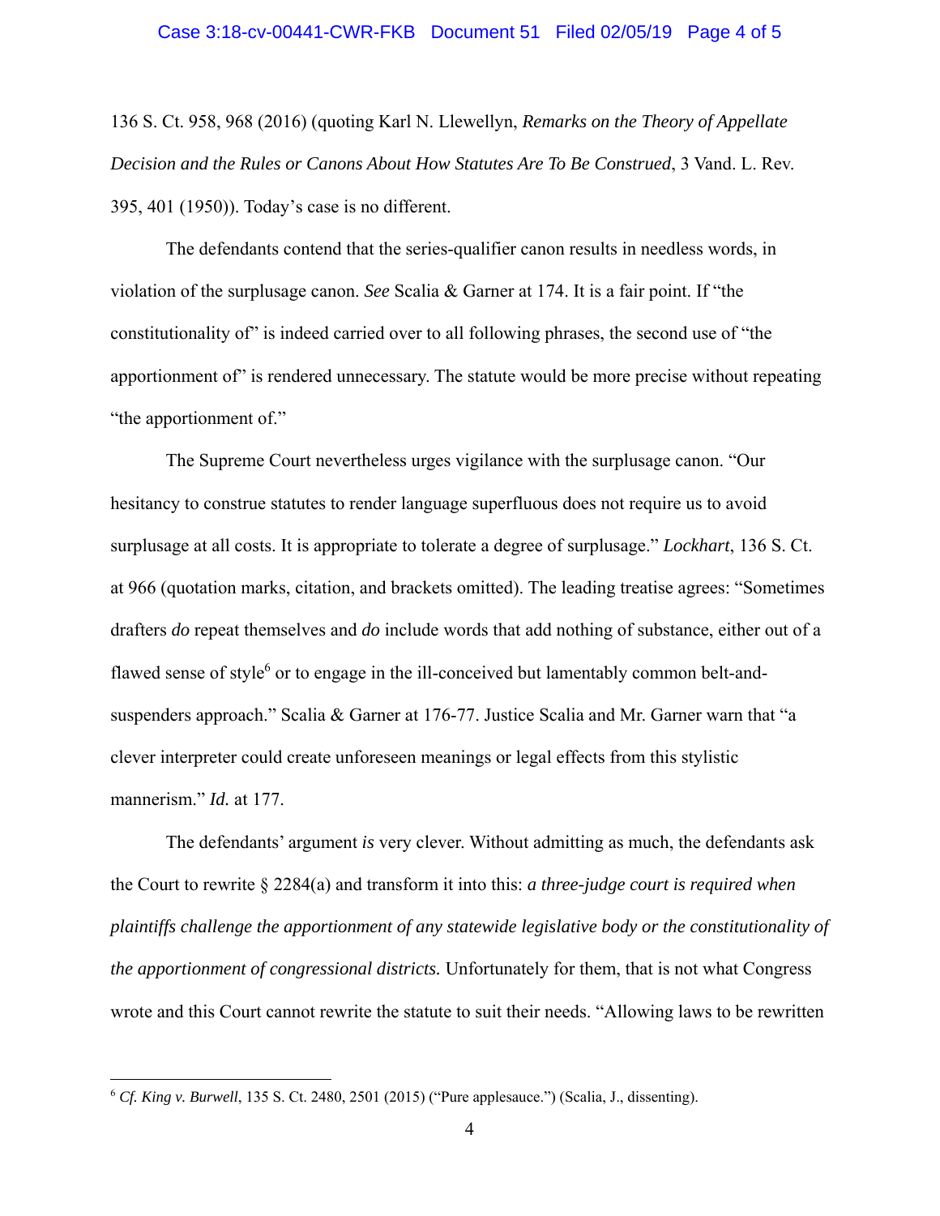136 S. Ct. 958, 968 (2016) (quoting Karl N. Llewellyn, *Remarks on the Theory of Appellate Decision and the Rules or Canons About How Statutes Are To Be Construed*, 3 Vand. L. Rev. 395, 401 (1950)). Today's case is no different.

The defendants contend that the series-qualifier canon results in needless words, in violation of the surplusage canon. *See* Scalia & Garner at 174. It is a fair point. If "the constitutionality of" is indeed carried over to all following phrases, the second use of "the apportionment of" is rendered unnecessary. The statute would be more precise without repeating "the apportionment of."

The Supreme Court nevertheless urges vigilance with the surplusage canon. "Our hesitancy to construe statutes to render language superfluous does not require us to avoid surplusage at all costs. It is appropriate to tolerate a degree of surplusage." *Lockhart*, 136 S. Ct. at 966 (quotation marks, citation, and brackets omitted). The leading treatise agrees: "Sometimes drafters *do* repeat themselves and *do* include words that add nothing of substance, either out of a flawed sense of style[6] or to engage in the ill-conceived but lamentably common belt-and-suspenders approach." Scalia & Garner at 176-77. Justice Scalia and Mr. Garner warn that "a clever interpreter could create unforeseen meanings or legal effects from this stylistic mannerism." *Id.* at 177.

The defendants' argument *is* very clever. Without admitting as much, the defendants ask the Court to rewrite § 2284(a) and transform it into this: *a three-judge court is required when plaintiffs challenge the apportionment of any statewide legislative body or the constitutionality of the apportionment of congressional districts.* Unfortunately for them, that is not what Congress wrote and this Court cannot rewrite the statute to suit their needs. "Allowing laws to be rewritten

---

[6] *Cf. King v. Burwell*, 135 S. Ct. 2480, 2501 (2015) ("Pure applesauce.") (Scalia, J., dissenting).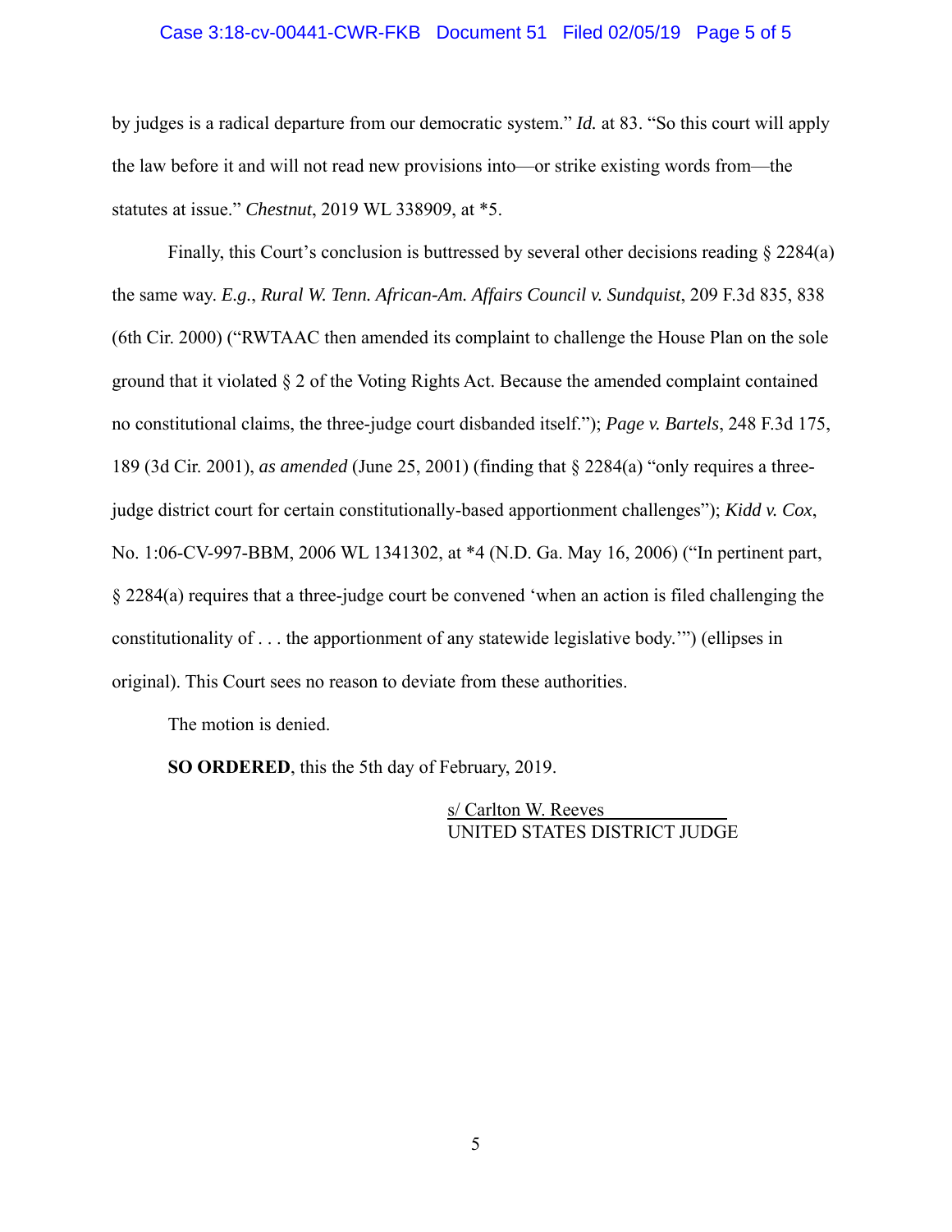by judges is a radical departure from our democratic system." *Id.* at 83. "So this court will apply the law before it and will not read new provisions into—or strike existing words from—the statutes at issue." *Chestnut*, 2019 WL 338909, at *5.

Finally, this Court's conclusion is buttressed by several other decisions reading § 2284(a) the same way. *E.g.*, *Rural W. Tenn. African-Am. Affairs Council v. Sundquist*, 209 F.3d 835, 838 (6th Cir. 2000) ("RWTAAC then amended its complaint to challenge the House Plan on the sole ground that it violated § 2 of the Voting Rights Act. Because the amended complaint contained no constitutional claims, the three-judge court disbanded itself."); *Page v. Bartels*, 248 F.3d 175, 189 (3d Cir. 2001), *as amended* (June 25, 2001) (finding that § 2284(a) "only requires a three-judge district court for certain constitutionally-based apportionment challenges"); *Kidd v. Cox*, No. 1:06-CV-997-BBM, 2006 WL 1341302, at *4 (N.D. Ga. May 16, 2006) ("In pertinent part, § 2284(a) requires that a three-judge court be convened 'when an action is filed challenging the constitutionality of . . . the apportionment of any statewide legislative body.'") (ellipses in original). This Court sees no reason to deviate from these authorities.

The motion is denied.

**SO ORDERED**, this the 5th day of February, 2019.

s/ Carlton W. Reeves
UNITED STATES DISTRICT JUDGE